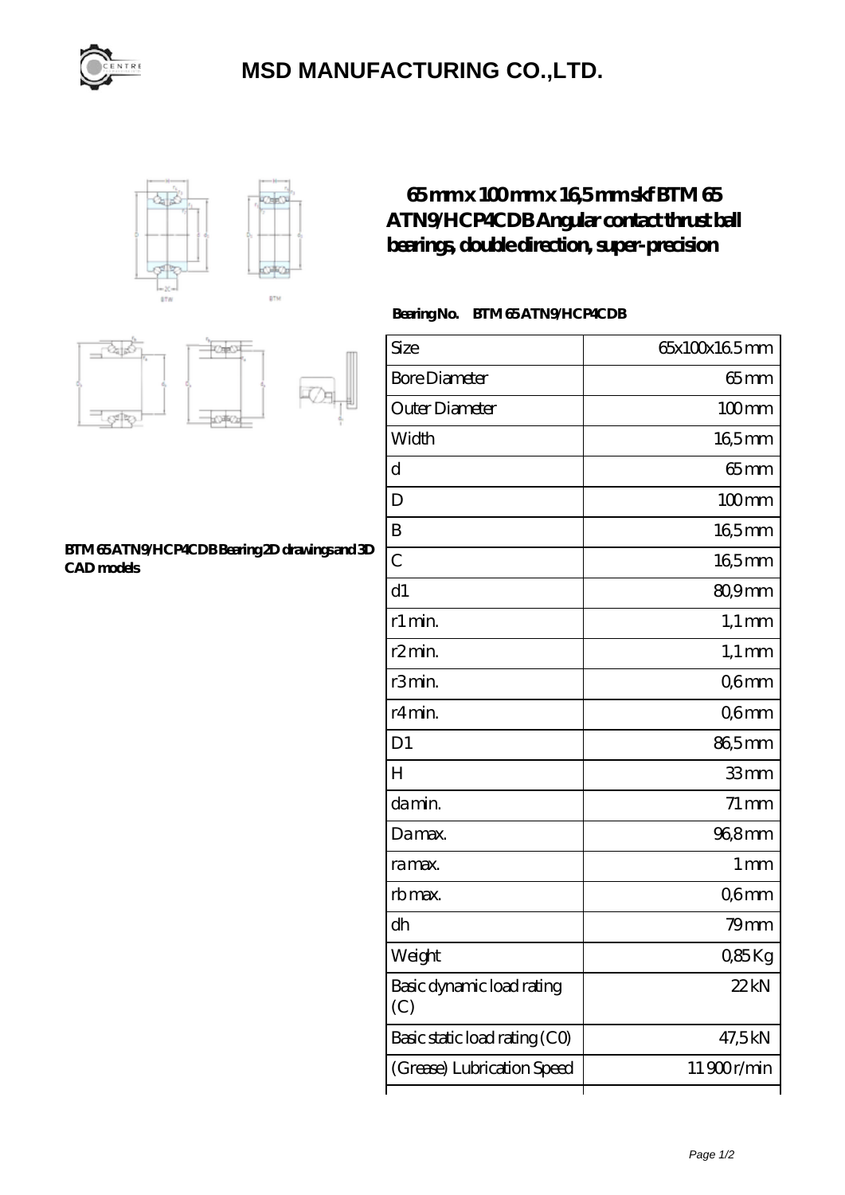# MSD MANUFACTURING CO.,LTD.

## 65 mm x 100 mm x 16,5 mm skf BTM 65 ATN9/HCP4CDB Angular contact thrust ball bearings, double direction, super-precision

**BTM 65 ATN9/HCP4CDB Bearing 2D drawings and 3D CAD models**

**Bearing No. BTM 65 ATN9/HCP4CDB**

| | |
|---|---|
| Size | 65x100x16.5 mm |
| Bore Diameter | 65 mm |
| Outer Diameter | 100 mm |
| Width | 16,5 mm |
| d | 65 mm |
| D | 100 mm |
| B | 16,5 mm |
| C | 16,5 mm |
| d1 | 80,9 mm |
| r1 min. | 1,1 mm |
| r2 min. | 1,1 mm |
| r3 min. | 0,6 mm |
| r4 min. | 0,6 mm |
| D1 | 86,5 mm |
| H | 33 mm |
| da min. | 71 mm |
| Da max. | 96,8 mm |
| ra max. | 1 mm |
| rb max. | 0,6 mm |
| dh | 79 mm |
| Weight | 0,85 Kg |
| Basic dynamic load rating (C) | 22 kN |
| Basic static load rating (C0) | 47,5 kN |
| (Grease) Lubrication Speed | 11 900 r/min |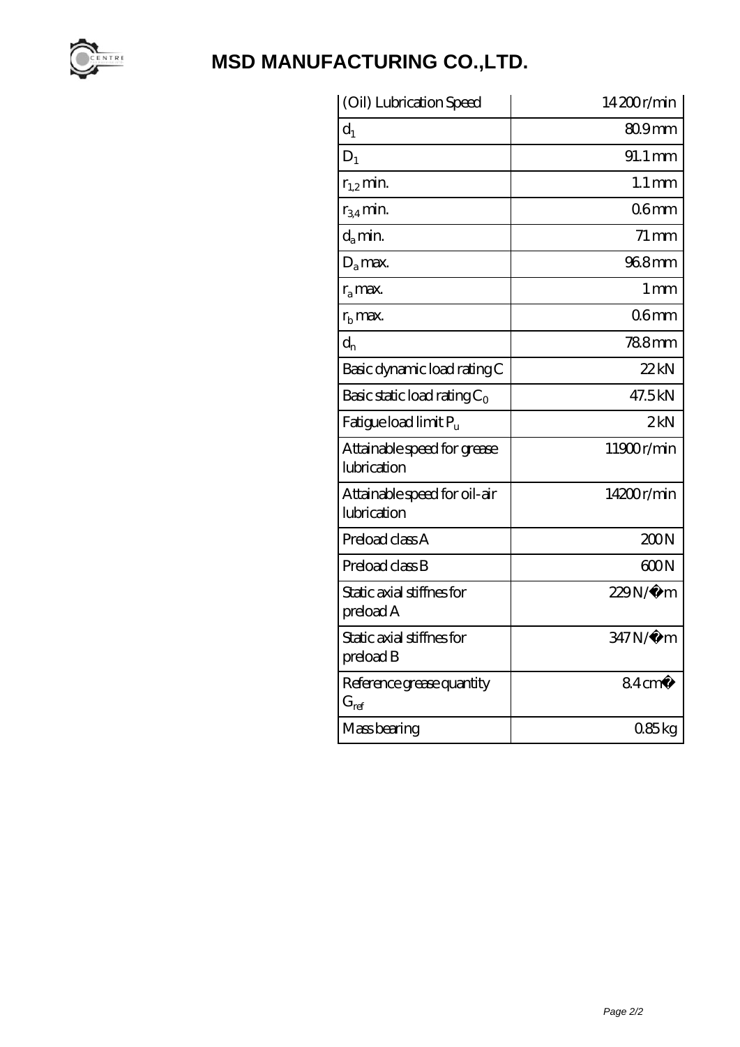# MSD MANUFACTURING CO.,LTD.

| | |
|---|---|
| (Oil) Lubrication Speed | 14 200 r/min |
| $d_1$ | 80.9 mm |
| $D_1$ | 91.1 mm |
| $r_{1,2}$ min. | 1.1 mm |
| $r_{3,4}$ min. | 0.6 mm |
| $d_a$ min. | 71 mm |
| $D_a$ max. | 96.8 mm |
| $r_a$ max. | 1 mm |
| $r_b$ max. | 0.6 mm |
| $d_n$ | 78.8 mm |
| Basic dynamic load rating C | 22 kN |
| Basic static load rating $C_0$ | 47.5 kN |
| Fatigue load limit $P_u$ | 2 kN |
| Attainable speed for grease lubrication | 11900 r/min |
| Attainable speed for oil-air lubrication | 14200 r/min |
| Preload class A | 200 N |
| Preload class B | 600 N |
| Static axial stiffnes for preload A | 229 N/�m |
| Static axial stiffnes for preload B | 347 N/�m |
| Reference grease quantity $G_{ref}$ | 8.4 cm� |
| Mass bearing | 0.85 kg |